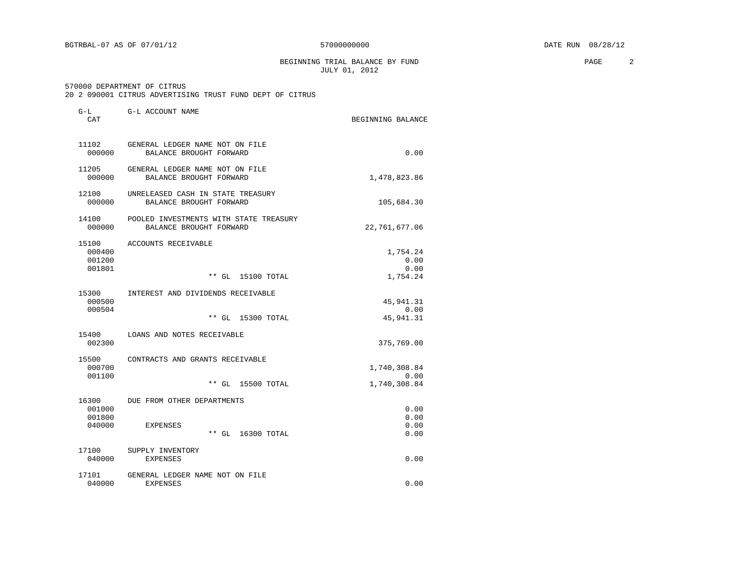BGTRBAL-07 AS OF 07/01/12 — 57000000000 — DATE RUN 08/28/12

# BEGINNING TRIAL BALANCE BY FUND
JULY 01, 2012

570000 DEPARTMENT OF CITRUS
20 2 090001 CITRUS ADVERTISING TRUST FUND DEPT OF CITRUS

| G-L CAT | G-L ACCOUNT NAME | BEGINNING BALANCE |
|---|---|---|
| 11102 | GENERAL LEDGER NAME NOT ON FILE | |
| 000000 | BALANCE BROUGHT FORWARD | 0.00 |
| 11205 | GENERAL LEDGER NAME NOT ON FILE | |
| 000000 | BALANCE BROUGHT FORWARD | 1,478,823.86 |
| 12100 | UNRELEASED CASH IN STATE TREASURY | |
| 000000 | BALANCE BROUGHT FORWARD | 105,684.30 |
| 14100 | POOLED INVESTMENTS WITH STATE TREASURY | |
| 000000 | BALANCE BROUGHT FORWARD | 22,761,677.06 |
| 15100 | ACCOUNTS RECEIVABLE | |
| 000400 | | 1,754.24 |
| 001200 | | 0.00 |
| 001801 | | 0.00 |
| | ** GL 15100 TOTAL | 1,754.24 |
| 15300 | INTEREST AND DIVIDENDS RECEIVABLE | |
| 000500 | | 45,941.31 |
| 000504 | | 0.00 |
| | ** GL 15300 TOTAL | 45,941.31 |
| 15400 | LOANS AND NOTES RECEIVABLE | |
| 002300 | | 375,769.00 |
| 15500 | CONTRACTS AND GRANTS RECEIVABLE | |
| 000700 | | 1,740,308.84 |
| 001100 | | 0.00 |
| | ** GL 15500 TOTAL | 1,740,308.84 |
| 16300 | DUE FROM OTHER DEPARTMENTS | |
| 001000 | | 0.00 |
| 001800 | | 0.00 |
| 040000 | EXPENSES | 0.00 |
| | ** GL 16300 TOTAL | 0.00 |
| 17100 | SUPPLY INVENTORY | |
| 040000 | EXPENSES | 0.00 |
| 17101 | GENERAL LEDGER NAME NOT ON FILE | |
| 040000 | EXPENSES | 0.00 |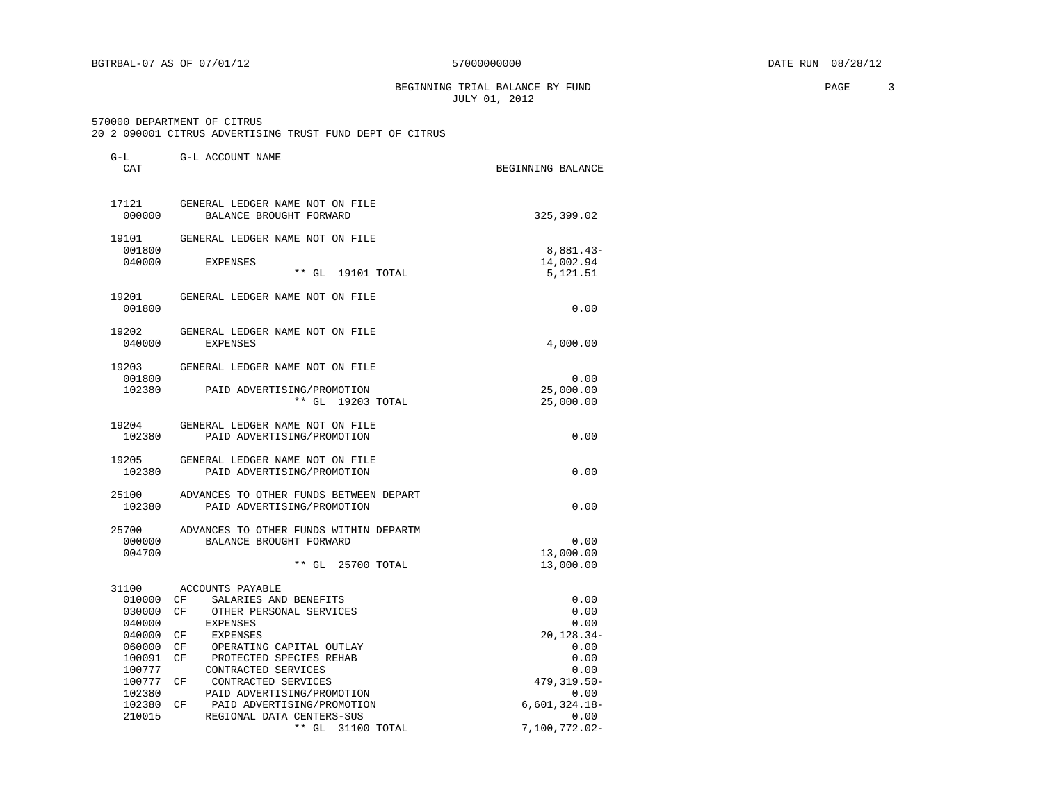BGTRBAL-07 AS OF 07/01/12 57000000000 DATE RUN 08/28/12

BEGINNING TRIAL BALANCE BY FUND
JULY 01, 2012

570000 DEPARTMENT OF CITRUS
20 2 090001 CITRUS ADVERTISING TRUST FUND DEPT OF CITRUS

| G-L CAT | | G-L ACCOUNT NAME | BEGINNING BALANCE |
|---|---|---|---|
| 17121 | | GENERAL LEDGER NAME NOT ON FILE | |
| 000000 | | BALANCE BROUGHT FORWARD | 325,399.02 |
| 19101 | | GENERAL LEDGER NAME NOT ON FILE | |
| 001800 | | | 8,881.43- |
| 040000 | | EXPENSES | 14,002.94 |
| | | ** GL 19101 TOTAL | 5,121.51 |
| 19201 | | GENERAL LEDGER NAME NOT ON FILE | |
| 001800 | | | 0.00 |
| 19202 | | GENERAL LEDGER NAME NOT ON FILE | |
| 040000 | | EXPENSES | 4,000.00 |
| 19203 | | GENERAL LEDGER NAME NOT ON FILE | |
| 001800 | | | 0.00 |
| 102380 | | PAID ADVERTISING/PROMOTION | 25,000.00 |
| | | ** GL 19203 TOTAL | 25,000.00 |
| 19204 | | GENERAL LEDGER NAME NOT ON FILE | |
| 102380 | | PAID ADVERTISING/PROMOTION | 0.00 |
| 19205 | | GENERAL LEDGER NAME NOT ON FILE | |
| 102380 | | PAID ADVERTISING/PROMOTION | 0.00 |
| 25100 | | ADVANCES TO OTHER FUNDS BETWEEN DEPART | |
| 102380 | | PAID ADVERTISING/PROMOTION | 0.00 |
| 25700 | | ADVANCES TO OTHER FUNDS WITHIN DEPARTM | |
| 000000 | | BALANCE BROUGHT FORWARD | 0.00 |
| 004700 | | | 13,000.00 |
| | | ** GL 25700 TOTAL | 13,000.00 |
| 31100 | | ACCOUNTS PAYABLE | |
| 010000 | CF | SALARIES AND BENEFITS | 0.00 |
| 030000 | CF | OTHER PERSONAL SERVICES | 0.00 |
| 040000 | | EXPENSES | 0.00 |
| 040000 | CF | EXPENSES | 20,128.34- |
| 060000 | CF | OPERATING CAPITAL OUTLAY | 0.00 |
| 100091 | CF | PROTECTED SPECIES REHAB | 0.00 |
| 100777 | | CONTRACTED SERVICES | 0.00 |
| 100777 | CF | CONTRACTED SERVICES | 479,319.50- |
| 102380 | | PAID ADVERTISING/PROMOTION | 0.00 |
| 102380 | CF | PAID ADVERTISING/PROMOTION | 6,601,324.18- |
| 210015 | | REGIONAL DATA CENTERS-SUS | 0.00 |
| | | ** GL 31100 TOTAL | 7,100,772.02- |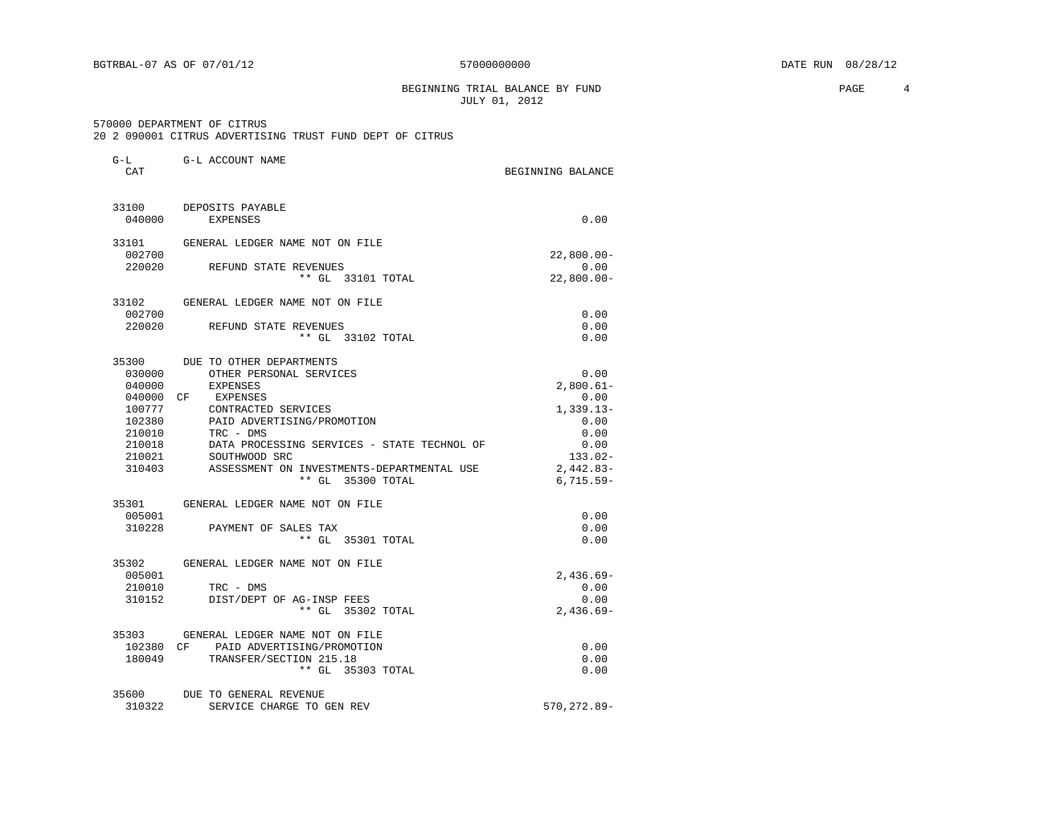BGTRBAL-07 AS OF 07/01/12 57000000000 DATE RUN 08/28/12

BEGINNING TRIAL BALANCE BY FUND
JULY 01, 2012

570000 DEPARTMENT OF CITRUS
20 2 090001 CITRUS ADVERTISING TRUST FUND DEPT OF CITRUS

| G-L CAT | | G-L ACCOUNT NAME | BEGINNING BALANCE |
|---|---|---|---|
| 33100 | | DEPOSITS PAYABLE | |
| 040000 | | EXPENSES | 0.00 |
| 33101 | | GENERAL LEDGER NAME NOT ON FILE | |
| 002700 | | | 22,800.00- |
| 220020 | | REFUND STATE REVENUES | 0.00 |
| | | ** GL 33101 TOTAL | 22,800.00- |
| 33102 | | GENERAL LEDGER NAME NOT ON FILE | |
| 002700 | | | 0.00 |
| 220020 | | REFUND STATE REVENUES | 0.00 |
| | | ** GL 33102 TOTAL | 0.00 |
| 35300 | | DUE TO OTHER DEPARTMENTS | |
| 030000 | | OTHER PERSONAL SERVICES | 0.00 |
| 040000 | | EXPENSES | 2,800.61- |
| 040000 | CF | EXPENSES | 0.00 |
| 100777 | | CONTRACTED SERVICES | 1,339.13- |
| 102380 | | PAID ADVERTISING/PROMOTION | 0.00 |
| 210010 | | TRC - DMS | 0.00 |
| 210018 | | DATA PROCESSING SERVICES - STATE TECHNOL OF | 0.00 |
| 210021 | | SOUTHWOOD SRC | 133.02- |
| 310403 | | ASSESSMENT ON INVESTMENTS-DEPARTMENTAL USE | 2,442.83- |
| | | ** GL 35300 TOTAL | 6,715.59- |
| 35301 | | GENERAL LEDGER NAME NOT ON FILE | |
| 005001 | | | 0.00 |
| 310228 | | PAYMENT OF SALES TAX | 0.00 |
| | | ** GL 35301 TOTAL | 0.00 |
| 35302 | | GENERAL LEDGER NAME NOT ON FILE | |
| 005001 | | | 2,436.69- |
| 210010 | | TRC - DMS | 0.00 |
| 310152 | | DIST/DEPT OF AG-INSP FEES | 0.00 |
| | | ** GL 35302 TOTAL | 2,436.69- |
| 35303 | | GENERAL LEDGER NAME NOT ON FILE | |
| 102380 | CF | PAID ADVERTISING/PROMOTION | 0.00 |
| 180049 | | TRANSFER/SECTION 215.18 | 0.00 |
| | | ** GL 35303 TOTAL | 0.00 |
| 35600 | | DUE TO GENERAL REVENUE | |
| 310322 | | SERVICE CHARGE TO GEN REV | 570,272.89- |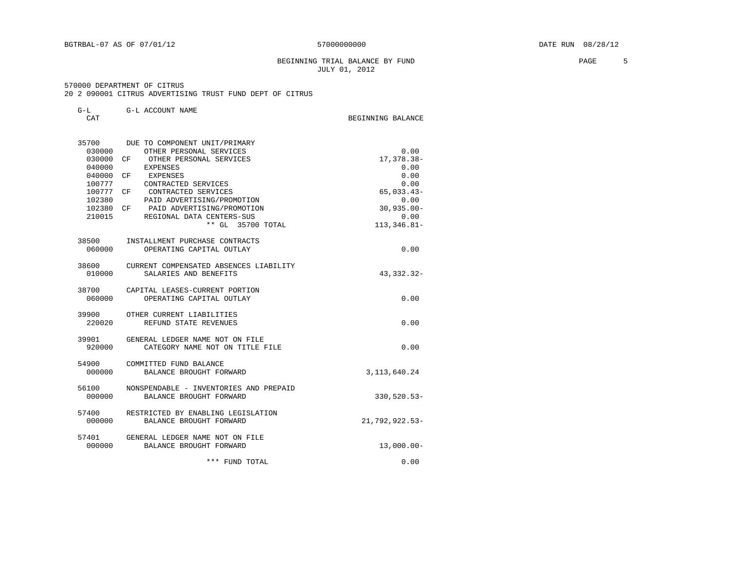BGTRBAL-07 AS OF 07/01/12 57000000000 DATE RUN 08/28/12

BEGINNING TRIAL BALANCE BY FUND
JULY 01, 2012

570000 DEPARTMENT OF CITRUS
20 2 090001 CITRUS ADVERTISING TRUST FUND DEPT OF CITRUS

| G-L CAT | | G-L ACCOUNT NAME | BEGINNING BALANCE |
|---|---|---|---|
| 35700 | | DUE TO COMPONENT UNIT/PRIMARY | |
| 030000 | | OTHER PERSONAL SERVICES | 0.00 |
| 030000 | CF | OTHER PERSONAL SERVICES | 17,378.38- |
| 040000 | | EXPENSES | 0.00 |
| 040000 | CF | EXPENSES | 0.00 |
| 100777 | | CONTRACTED SERVICES | 0.00 |
| 100777 | CF | CONTRACTED SERVICES | 65,033.43- |
| 102380 | | PAID ADVERTISING/PROMOTION | 0.00 |
| 102380 | CF | PAID ADVERTISING/PROMOTION | 30,935.00- |
| 210015 | | REGIONAL DATA CENTERS-SUS | 0.00 |
| | | ** GL 35700 TOTAL | 113,346.81- |
| 38500 | | INSTALLMENT PURCHASE CONTRACTS | |
| 060000 | | OPERATING CAPITAL OUTLAY | 0.00 |
| 38600 | | CURRENT COMPENSATED ABSENCES LIABILITY | |
| 010000 | | SALARIES AND BENEFITS | 43,332.32- |
| 38700 | | CAPITAL LEASES-CURRENT PORTION | |
| 060000 | | OPERATING CAPITAL OUTLAY | 0.00 |
| 39900 | | OTHER CURRENT LIABILITIES | |
| 220020 | | REFUND STATE REVENUES | 0.00 |
| 39901 | | GENERAL LEDGER NAME NOT ON FILE | |
| 920000 | | CATEGORY NAME NOT ON TITLE FILE | 0.00 |
| 54900 | | COMMITTED FUND BALANCE | |
| 000000 | | BALANCE BROUGHT FORWARD | 3,113,640.24 |
| 56100 | | NONSPENDABLE - INVENTORIES AND PREPAID | |
| 000000 | | BALANCE BROUGHT FORWARD | 330,520.53- |
| 57400 | | RESTRICTED BY ENABLING LEGISLATION | |
| 000000 | | BALANCE BROUGHT FORWARD | 21,792,922.53- |
| 57401 | | GENERAL LEDGER NAME NOT ON FILE | |
| 000000 | | BALANCE BROUGHT FORWARD | 13,000.00- |
| | | *** FUND TOTAL | 0.00 |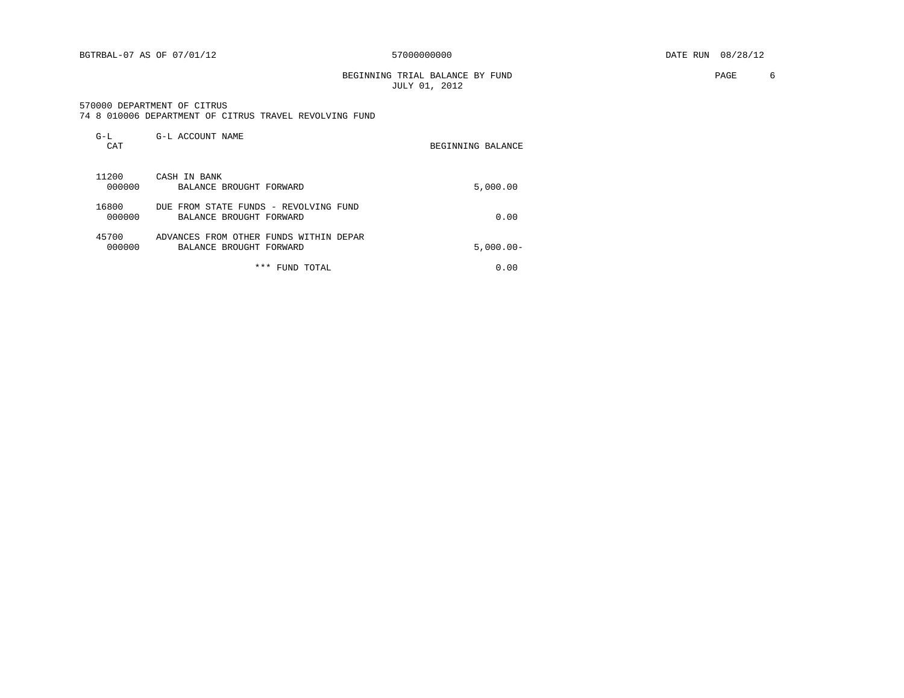BGTRBAL-07 AS OF 07/01/12 — 57000000000 — DATE RUN 08/28/12

## BEGINNING TRIAL BALANCE BY FUND
JULY 01, 2012

570000 DEPARTMENT OF CITRUS
74 8 010006 DEPARTMENT OF CITRUS TRAVEL REVOLVING FUND

| G-L CAT | G-L ACCOUNT NAME | BEGINNING BALANCE |
|---|---|---|
| 11200 | CASH IN BANK | |
| 000000 | BALANCE BROUGHT FORWARD | 5,000.00 |
| 16800 | DUE FROM STATE FUNDS - REVOLVING FUND | |
| 000000 | BALANCE BROUGHT FORWARD | 0.00 |
| 45700 | ADVANCES FROM OTHER FUNDS WITHIN DEPAR | |
| 000000 | BALANCE BROUGHT FORWARD | 5,000.00- |
| | *** FUND TOTAL | 0.00 |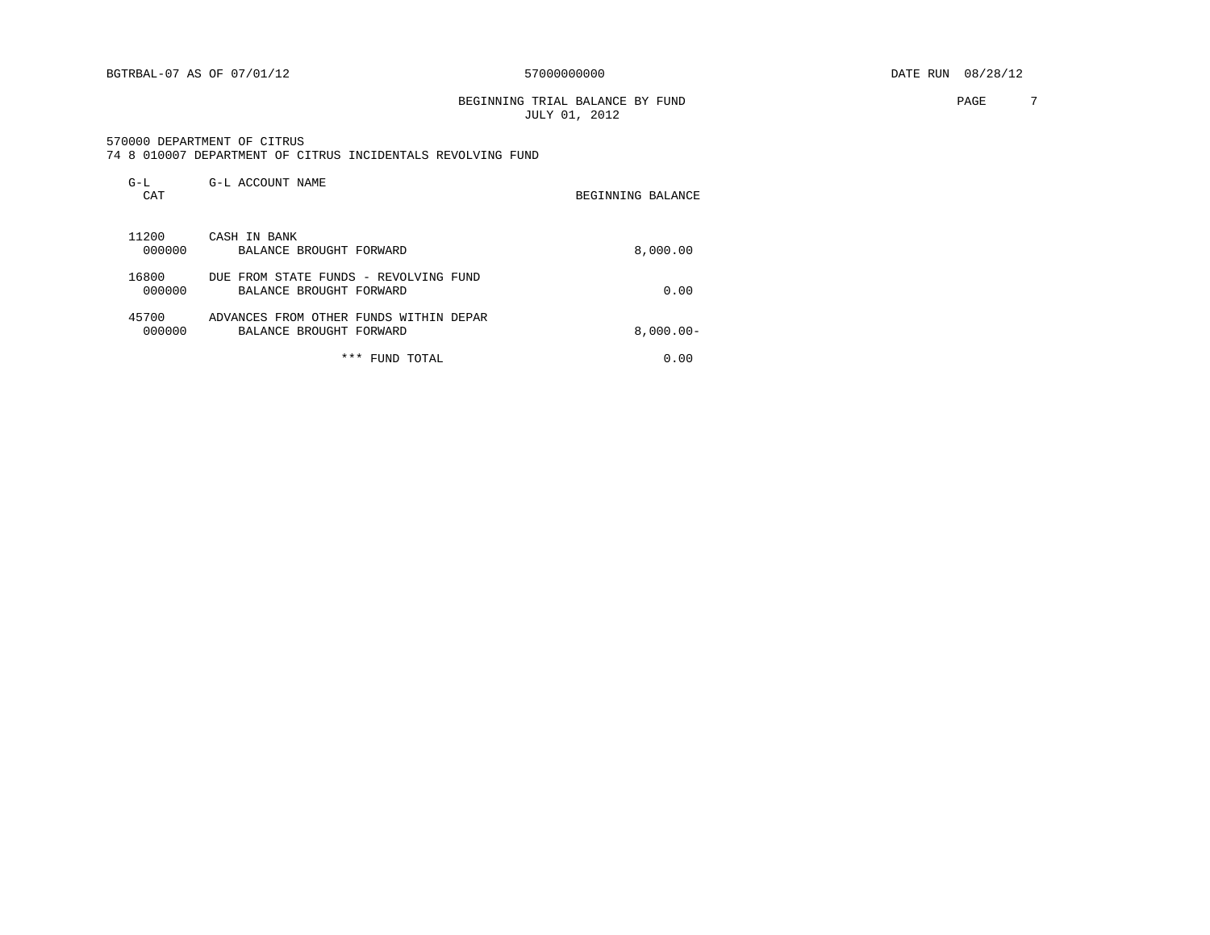BEGINNING TRIAL BALANCE BY FUND
JULY 01, 2012

570000 DEPARTMENT OF CITRUS
74 8 010007 DEPARTMENT OF CITRUS INCIDENTALS REVOLVING FUND

| G-L CAT | G-L ACCOUNT NAME | BEGINNING BALANCE |
|---|---|---|
| 11200 | CASH IN BANK | |
| 000000 | BALANCE BROUGHT FORWARD | 8,000.00 |
| 16800 | DUE FROM STATE FUNDS - REVOLVING FUND | |
| 000000 | BALANCE BROUGHT FORWARD | 0.00 |
| 45700 | ADVANCES FROM OTHER FUNDS WITHIN DEPAR | |
| 000000 | BALANCE BROUGHT FORWARD | 8,000.00- |
| | *** FUND TOTAL | 0.00 |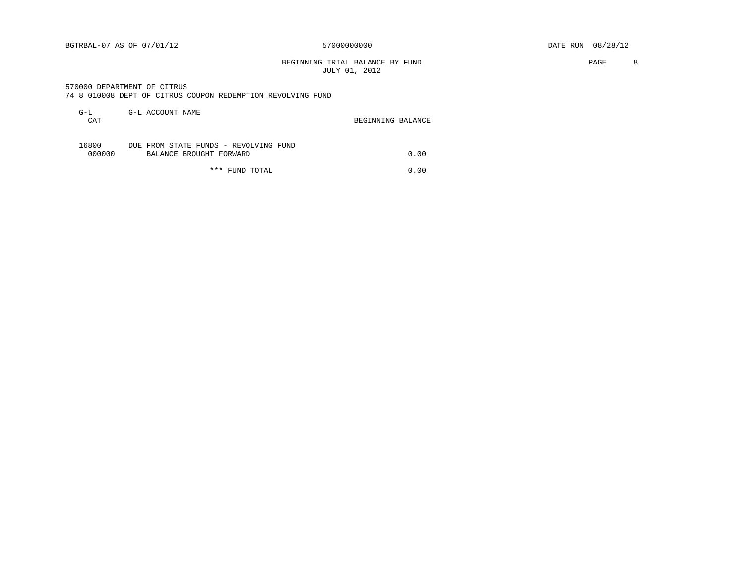BGTRBAL-07 AS OF 07/01/12 57000000000 DATE RUN 08/28/12

BEGINNING TRIAL BALANCE BY FUND
JULY 01, 2012

570000 DEPARTMENT OF CITRUS
74 8 010008 DEPT OF CITRUS COUPON REDEMPTION REVOLVING FUND

| G-L CAT | G-L ACCOUNT NAME | BEGINNING BALANCE |
|---|---|---|
| 16800 | DUE FROM STATE FUNDS - REVOLVING FUND | |
| 000000 | BALANCE BROUGHT FORWARD | 0.00 |
| | *** FUND TOTAL | 0.00 |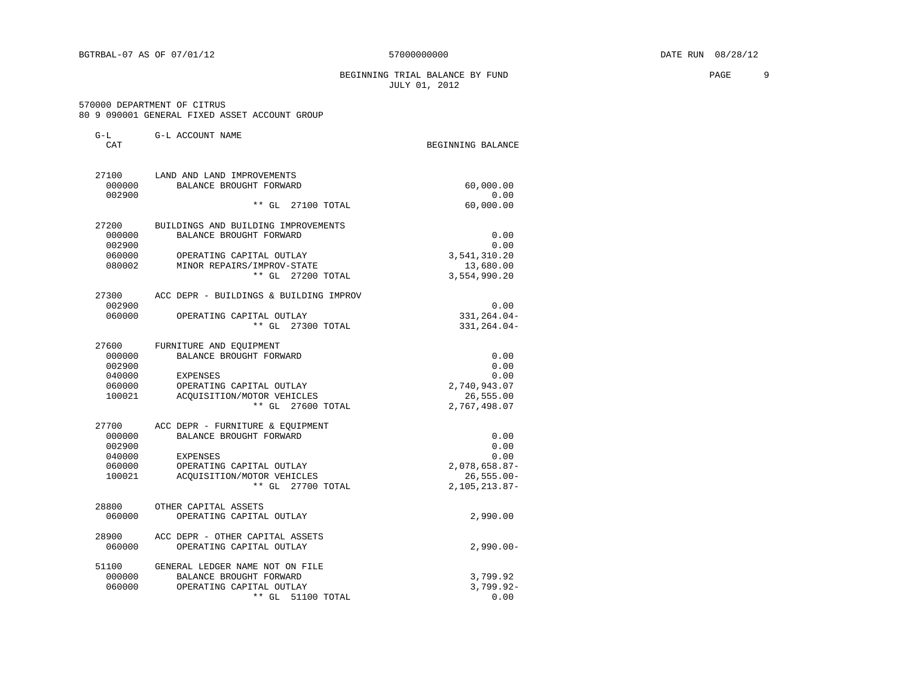BEGINNING TRIAL BALANCE BY FUND
JULY 01, 2012

570000 DEPARTMENT OF CITRUS
80 9 090001 GENERAL FIXED ASSET ACCOUNT GROUP

| G-L CAT | G-L ACCOUNT NAME | BEGINNING BALANCE |
|---|---|---|
| 27100 | LAND AND LAND IMPROVEMENTS | |
| 000000 | BALANCE BROUGHT FORWARD | 60,000.00 |
| 002900 | | 0.00 |
| | ** GL 27100 TOTAL | 60,000.00 |
| 27200 | BUILDINGS AND BUILDING IMPROVEMENTS | |
| 000000 | BALANCE BROUGHT FORWARD | 0.00 |
| 002900 | | 0.00 |
| 060000 | OPERATING CAPITAL OUTLAY | 3,541,310.20 |
| 080002 | MINOR REPAIRS/IMPROV-STATE | 13,680.00 |
| | ** GL 27200 TOTAL | 3,554,990.20 |
| 27300 | ACC DEPR - BUILDINGS & BUILDING IMPROV | |
| 002900 | | 0.00 |
| 060000 | OPERATING CAPITAL OUTLAY | 331,264.04- |
| | ** GL 27300 TOTAL | 331,264.04- |
| 27600 | FURNITURE AND EQUIPMENT | |
| 000000 | BALANCE BROUGHT FORWARD | 0.00 |
| 002900 | | 0.00 |
| 040000 | EXPENSES | 0.00 |
| 060000 | OPERATING CAPITAL OUTLAY | 2,740,943.07 |
| 100021 | ACQUISITION/MOTOR VEHICLES | 26,555.00 |
| | ** GL 27600 TOTAL | 2,767,498.07 |
| 27700 | ACC DEPR - FURNITURE & EQUIPMENT | |
| 000000 | BALANCE BROUGHT FORWARD | 0.00 |
| 002900 | | 0.00 |
| 040000 | EXPENSES | 0.00 |
| 060000 | OPERATING CAPITAL OUTLAY | 2,078,658.87- |
| 100021 | ACQUISITION/MOTOR VEHICLES | 26,555.00- |
| | ** GL 27700 TOTAL | 2,105,213.87- |
| 28800 | OTHER CAPITAL ASSETS | |
| 060000 | OPERATING CAPITAL OUTLAY | 2,990.00 |
| 28900 | ACC DEPR - OTHER CAPITAL ASSETS | |
| 060000 | OPERATING CAPITAL OUTLAY | 2,990.00- |
| 51100 | GENERAL LEDGER NAME NOT ON FILE | |
| 000000 | BALANCE BROUGHT FORWARD | 3,799.92 |
| 060000 | OPERATING CAPITAL OUTLAY | 3,799.92- |
| | ** GL 51100 TOTAL | 0.00 |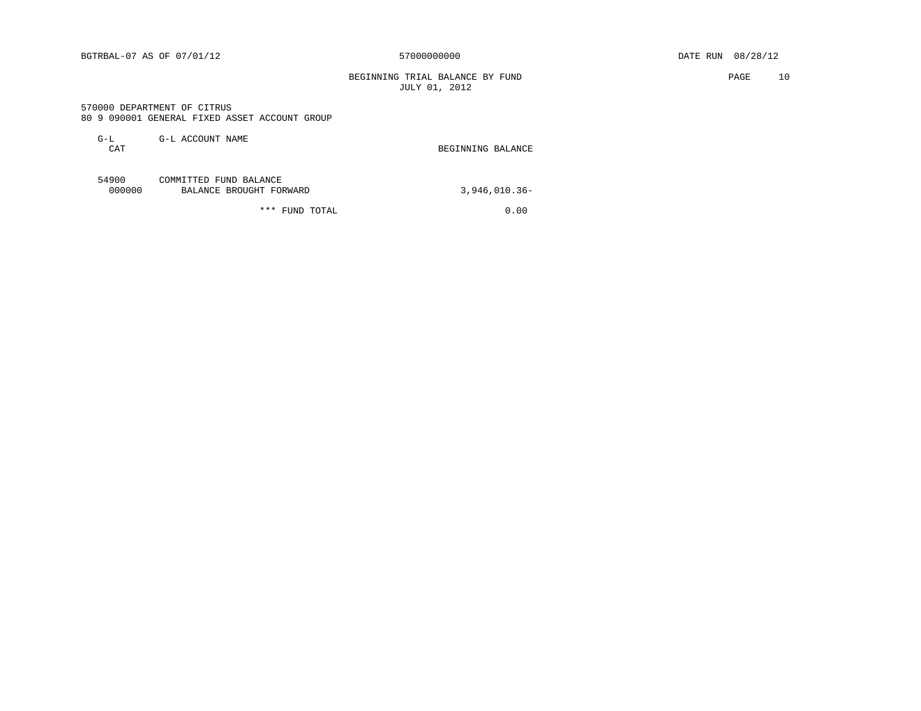BGTRBAL-07 AS OF 07/01/12 — 57000000000 — DATE RUN 08/28/12

## BEGINNING TRIAL BALANCE BY FUND
JULY 01, 2012

570000 DEPARTMENT OF CITRUS
80 9 090001 GENERAL FIXED ASSET ACCOUNT GROUP

| G-L CAT | G-L ACCOUNT NAME | BEGINNING BALANCE |
|---|---|---|
| 54900 | COMMITTED FUND BALANCE | |
| 000000 | BALANCE BROUGHT FORWARD | 3,946,010.36- |
| | *** FUND TOTAL | 0.00 |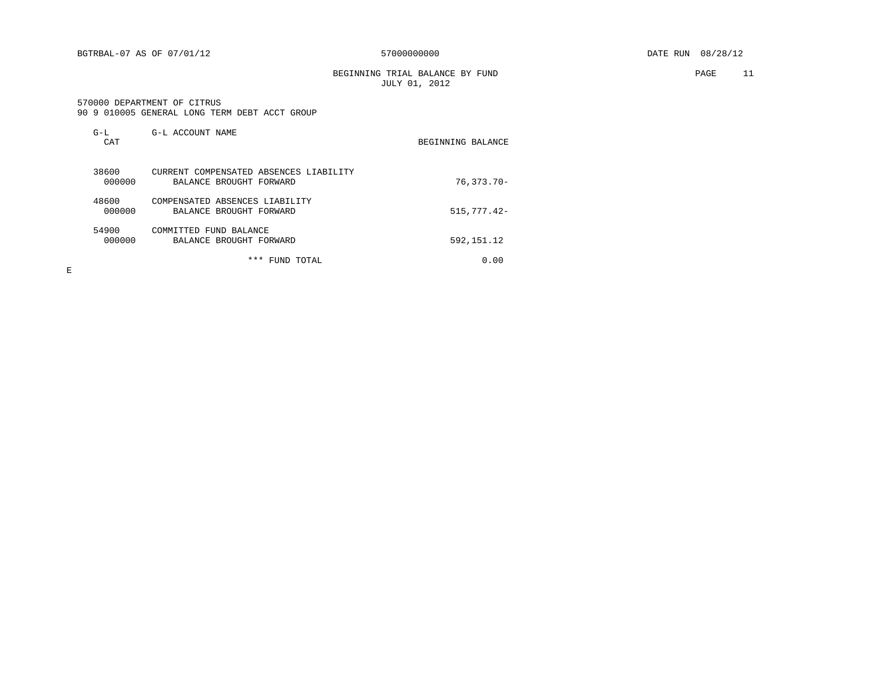BGTRBAL-07 AS OF 07/01/12 57000000000 DATE RUN 08/28/12

BEGINNING TRIAL BALANCE BY FUND
JULY 01, 2012

570000 DEPARTMENT OF CITRUS
90 9 010005 GENERAL LONG TERM DEBT ACCT GROUP

| G-L CAT | G-L ACCOUNT NAME | BEGINNING BALANCE |
|---|---|---|
| 38600 | CURRENT COMPENSATED ABSENCES LIABILITY | |
| 000000 | BALANCE BROUGHT FORWARD | 76,373.70- |
| 48600 | COMPENSATED ABSENCES LIABILITY | |
| 000000 | BALANCE BROUGHT FORWARD | 515,777.42- |
| 54900 | COMMITTED FUND BALANCE | |
| 000000 | BALANCE BROUGHT FORWARD | 592,151.12 |
| | *** FUND TOTAL | 0.00 |

E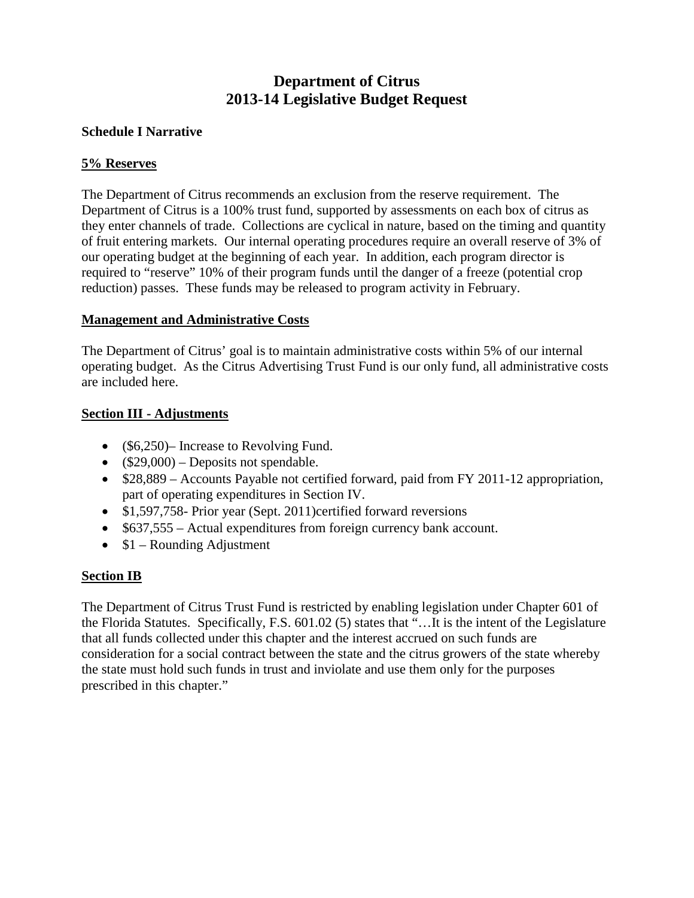# Department of Citrus
# 2013-14 Legislative Budget Request

**Schedule I Narrative**

**5% Reserves**

The Department of Citrus recommends an exclusion from the reserve requirement. The Department of Citrus is a 100% trust fund, supported by assessments on each box of citrus as they enter channels of trade. Collections are cyclical in nature, based on the timing and quantity of fruit entering markets. Our internal operating procedures require an overall reserve of 3% of our operating budget at the beginning of each year. In addition, each program director is required to "reserve" 10% of their program funds until the danger of a freeze (potential crop reduction) passes. These funds may be released to program activity in February.

**Management and Administrative Costs**

The Department of Citrus' goal is to maintain administrative costs within 5% of our internal operating budget. As the Citrus Advertising Trust Fund is our only fund, all administrative costs are included here.

**Section III - Adjustments**

- ($6,250)– Increase to Revolving Fund.
- ($29,000) – Deposits not spendable.
- $28,889 – Accounts Payable not certified forward, paid from FY 2011-12 appropriation, part of operating expenditures in Section IV.
- $1,597,758- Prior year (Sept. 2011)certified forward reversions
- $637,555 – Actual expenditures from foreign currency bank account.
- $1 – Rounding Adjustment

**Section IB**

The Department of Citrus Trust Fund is restricted by enabling legislation under Chapter 601 of the Florida Statutes. Specifically, F.S. 601.02 (5) states that "…It is the intent of the Legislature that all funds collected under this chapter and the interest accrued on such funds are consideration for a social contract between the state and the citrus growers of the state whereby the state must hold such funds in trust and inviolate and use them only for the purposes prescribed in this chapter."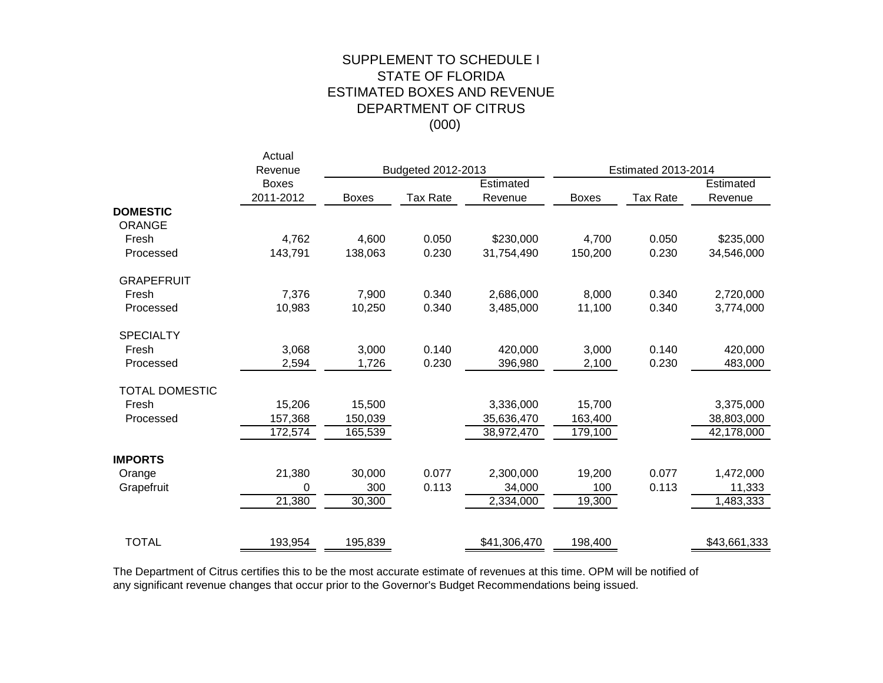# SUPPLEMENT TO SCHEDULE I
## STATE OF FLORIDA
## ESTIMATED BOXES AND REVENUE
## DEPARTMENT OF CITRUS
## (000)

| | Actual Revenue Boxes 2011-2012 | Budgeted 2012-2013 | | | Estimated 2013-2014 | | |
|---|---|---|---|---|---|---|---|
| | | Boxes | Tax Rate | Estimated Revenue | Boxes | Tax Rate | Estimated Revenue |
| **DOMESTIC** | | | | | | | |
| ORANGE | | | | | | | |
| Fresh | 4,762 | 4,600 | 0.050 | $230,000 | 4,700 | 0.050 | $235,000 |
| Processed | 143,791 | 138,063 | 0.230 | 31,754,490 | 150,200 | 0.230 | 34,546,000 |
| GRAPEFRUIT | | | | | | | |
| Fresh | 7,376 | 7,900 | 0.340 | 2,686,000 | 8,000 | 0.340 | 2,720,000 |
| Processed | 10,983 | 10,250 | 0.340 | 3,485,000 | 11,100 | 0.340 | 3,774,000 |
| SPECIALTY | | | | | | | |
| Fresh | 3,068 | 3,000 | 0.140 | 420,000 | 3,000 | 0.140 | 420,000 |
| Processed | 2,594 | 1,726 | 0.230 | 396,980 | 2,100 | 0.230 | 483,000 |
| TOTAL DOMESTIC | | | | | | | |
| Fresh | 15,206 | 15,500 | | 3,336,000 | 15,700 | | 3,375,000 |
| Processed | 157,368 | 150,039 | | 35,636,470 | 163,400 | | 38,803,000 |
| | 172,574 | 165,539 | | 38,972,470 | 179,100 | | 42,178,000 |
| **IMPORTS** | | | | | | | |
| Orange | 21,380 | 30,000 | 0.077 | 2,300,000 | 19,200 | 0.077 | 1,472,000 |
| Grapefruit | 0 | 300 | 0.113 | 34,000 | 100 | 0.113 | 11,333 |
| | 21,380 | 30,300 | | 2,334,000 | 19,300 | | 1,483,333 |
| TOTAL | 193,954 | 195,839 | | $41,306,470 | 198,400 | | $43,661,333 |

The Department of Citrus certifies this to be the most accurate estimate of revenues at this time. OPM will be notified of any significant revenue changes that occur prior to the Governor's Budget Recommendations being issued.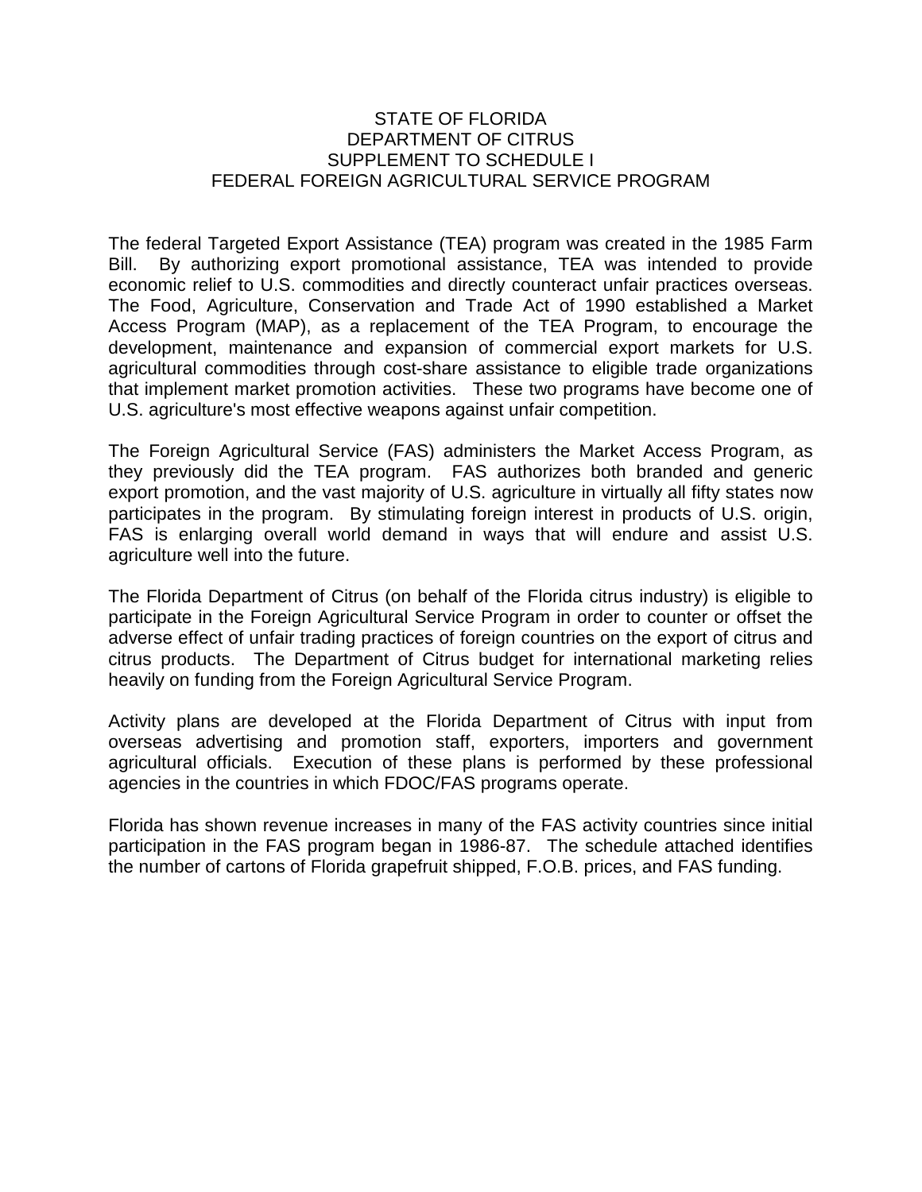# STATE OF FLORIDA
# DEPARTMENT OF CITRUS
# SUPPLEMENT TO SCHEDULE I
# FEDERAL FOREIGN AGRICULTURAL SERVICE PROGRAM

The federal Targeted Export Assistance (TEA) program was created in the 1985 Farm Bill. By authorizing export promotional assistance, TEA was intended to provide economic relief to U.S. commodities and directly counteract unfair practices overseas. The Food, Agriculture, Conservation and Trade Act of 1990 established a Market Access Program (MAP), as a replacement of the TEA Program, to encourage the development, maintenance and expansion of commercial export markets for U.S. agricultural commodities through cost-share assistance to eligible trade organizations that implement market promotion activities. These two programs have become one of U.S. agriculture's most effective weapons against unfair competition.

The Foreign Agricultural Service (FAS) administers the Market Access Program, as they previously did the TEA program. FAS authorizes both branded and generic export promotion, and the vast majority of U.S. agriculture in virtually all fifty states now participates in the program. By stimulating foreign interest in products of U.S. origin, FAS is enlarging overall world demand in ways that will endure and assist U.S. agriculture well into the future.

The Florida Department of Citrus (on behalf of the Florida citrus industry) is eligible to participate in the Foreign Agricultural Service Program in order to counter or offset the adverse effect of unfair trading practices of foreign countries on the export of citrus and citrus products. The Department of Citrus budget for international marketing relies heavily on funding from the Foreign Agricultural Service Program.

Activity plans are developed at the Florida Department of Citrus with input from overseas advertising and promotion staff, exporters, importers and government agricultural officials. Execution of these plans is performed by these professional agencies in the countries in which FDOC/FAS programs operate.

Florida has shown revenue increases in many of the FAS activity countries since initial participation in the FAS program began in 1986-87. The schedule attached identifies the number of cartons of Florida grapefruit shipped, F.O.B. prices, and FAS funding.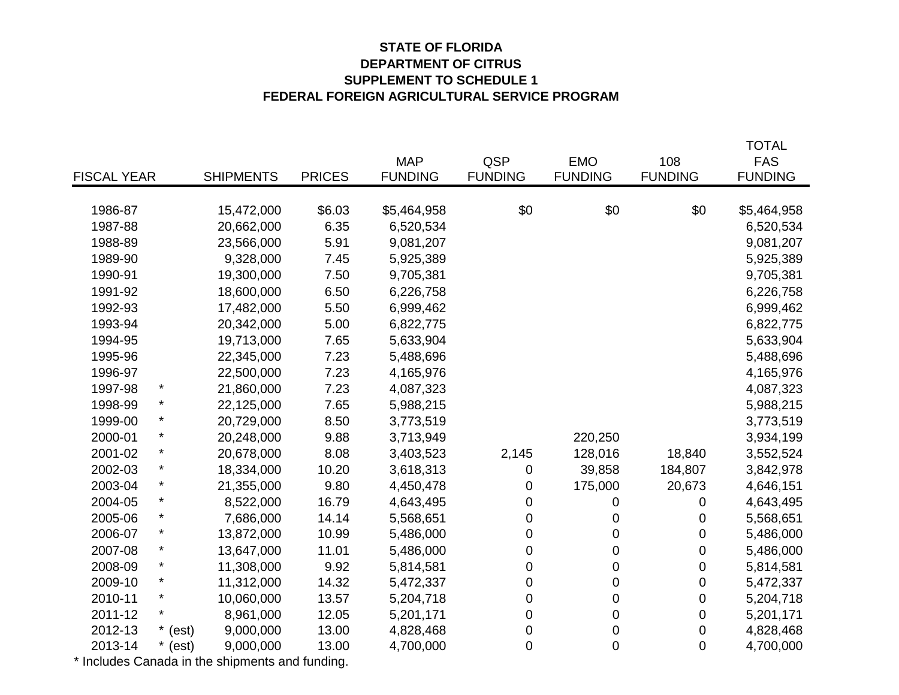**STATE OF FLORIDA**
**DEPARTMENT OF CITRUS**
**SUPPLEMENT TO SCHEDULE 1**
**FEDERAL FOREIGN AGRICULTURAL SERVICE PROGRAM**

| FISCAL YEAR | | SHIPMENTS | PRICES | MAP FUNDING | QSP FUNDING | EMO FUNDING | 108 FUNDING | TOTAL FAS FUNDING |
|---|---|---|---|---|---|---|---|---|
| 1986-87 | | 15,472,000 | $6.03 | $5,464,958 | $0 | $0 | $0 | $5,464,958 |
| 1987-88 | | 20,662,000 | 6.35 | 6,520,534 | | | | 6,520,534 |
| 1988-89 | | 23,566,000 | 5.91 | 9,081,207 | | | | 9,081,207 |
| 1989-90 | | 9,328,000 | 7.45 | 5,925,389 | | | | 5,925,389 |
| 1990-91 | | 19,300,000 | 7.50 | 9,705,381 | | | | 9,705,381 |
| 1991-92 | | 18,600,000 | 6.50 | 6,226,758 | | | | 6,226,758 |
| 1992-93 | | 17,482,000 | 5.50 | 6,999,462 | | | | 6,999,462 |
| 1993-94 | | 20,342,000 | 5.00 | 6,822,775 | | | | 6,822,775 |
| 1994-95 | | 19,713,000 | 7.65 | 5,633,904 | | | | 5,633,904 |
| 1995-96 | | 22,345,000 | 7.23 | 5,488,696 | | | | 5,488,696 |
| 1996-97 | | 22,500,000 | 7.23 | 4,165,976 | | | | 4,165,976 |
| 1997-98 | * | 21,860,000 | 7.23 | 4,087,323 | | | | 4,087,323 |
| 1998-99 | * | 22,125,000 | 7.65 | 5,988,215 | | | | 5,988,215 |
| 1999-00 | * | 20,729,000 | 8.50 | 3,773,519 | | | | 3,773,519 |
| 2000-01 | * | 20,248,000 | 9.88 | 3,713,949 | | 220,250 | | 3,934,199 |
| 2001-02 | * | 20,678,000 | 8.08 | 3,403,523 | 2,145 | 128,016 | 18,840 | 3,552,524 |
| 2002-03 | * | 18,334,000 | 10.20 | 3,618,313 | 0 | 39,858 | 184,807 | 3,842,978 |
| 2003-04 | * | 21,355,000 | 9.80 | 4,450,478 | 0 | 175,000 | 20,673 | 4,646,151 |
| 2004-05 | * | 8,522,000 | 16.79 | 4,643,495 | 0 | 0 | 0 | 4,643,495 |
| 2005-06 | * | 7,686,000 | 14.14 | 5,568,651 | 0 | 0 | 0 | 5,568,651 |
| 2006-07 | * | 13,872,000 | 10.99 | 5,486,000 | 0 | 0 | 0 | 5,486,000 |
| 2007-08 | * | 13,647,000 | 11.01 | 5,486,000 | 0 | 0 | 0 | 5,486,000 |
| 2008-09 | * | 11,308,000 | 9.92 | 5,814,581 | 0 | 0 | 0 | 5,814,581 |
| 2009-10 | * | 11,312,000 | 14.32 | 5,472,337 | 0 | 0 | 0 | 5,472,337 |
| 2010-11 | * | 10,060,000 | 13.57 | 5,204,718 | 0 | 0 | 0 | 5,204,718 |
| 2011-12 | * | 8,961,000 | 12.05 | 5,201,171 | 0 | 0 | 0 | 5,201,171 |
| 2012-13 | * (est) | 9,000,000 | 13.00 | 4,828,468 | 0 | 0 | 0 | 4,828,468 |
| 2013-14 | * (est) | 9,000,000 | 13.00 | 4,700,000 | 0 | 0 | 0 | 4,700,000 |

* Includes Canada in the shipments and funding.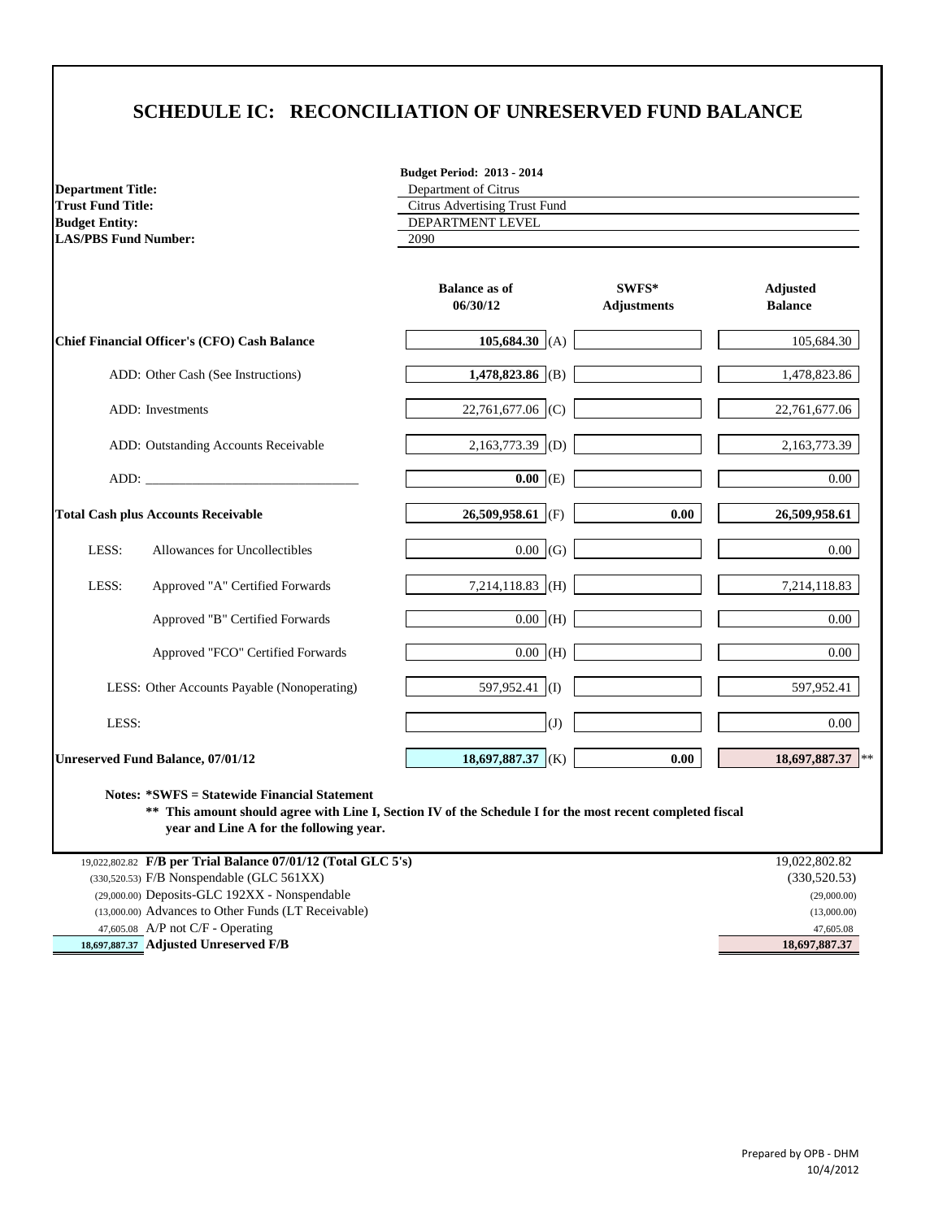# SCHEDULE IC: RECONCILIATION OF UNRESERVED FUND BALANCE

**Budget Period: 2013 - 2014**

| | |
|---|---|
| **Department Title:** | Department of Citrus |
| **Trust Fund Title:** | Citrus Advertising Trust Fund |
| **Budget Entity:** | DEPARTMENT LEVEL |
| **LAS/PBS Fund Number:** | 2090 |

| | | Balance as of 06/30/12 | | SWFS* Adjustments | Adjusted Balance |
|---|---|---|---|---|---|
| **Chief Financial Officer's (CFO) Cash Balance** | | **105,684.30** | (A) | | 105,684.30 |
| ADD: Other Cash (See Instructions) | | **1,478,823.86** | (B) | | 1,478,823.86 |
| ADD: Investments | | 22,761,677.06 | (C) | | 22,761,677.06 |
| ADD: Outstanding Accounts Receivable | | 2,163,773.39 | (D) | | 2,163,773.39 |
| ADD: ________________________________ | | **0.00** | (E) | | 0.00 |
| **Total Cash plus Accounts Receivable** | | **26,509,958.61** | (F) | **0.00** | **26,509,958.61** |
| LESS: | Allowances for Uncollectibles | 0.00 | (G) | | 0.00 |
| LESS: | Approved "A" Certified Forwards | 7,214,118.83 | (H) | | 7,214,118.83 |
| | Approved "B" Certified Forwards | 0.00 | (H) | | 0.00 |
| | Approved "FCO" Certified Forwards | 0.00 | (H) | | 0.00 |
| LESS: Other Accounts Payable (Nonoperating) | | 597,952.41 | (I) | | 597,952.41 |
| LESS: | | | (J) | | 0.00 |
| **Unreserved Fund Balance, 07/01/12** | | **18,697,887.37** | (K) | **0.00** | **18,697,887.37** ** |

**Notes: *SWFS = Statewide Financial Statement**

**\*\* This amount should agree with Line I, Section IV of the Schedule I for the most recent completed fiscal year and Line A for the following year.**

| | | |
|---|---|---|
| 19,022,802.82 | **F/B per Trial Balance 07/01/12 (Total GLC 5's)** | 19,022,802.82 |
| (330,520.53) | F/B Nonspendable (GLC 561XX) | (330,520.53) |
| (29,000.00) | Deposits-GLC 192XX - Nonspendable | (29,000.00) |
| (13,000.00) | Advances to Other Funds (LT Receivable) | (13,000.00) |
| 47,605.08 | A/P not C/F - Operating | 47,605.08 |
| **18,697,887.37** | **Adjusted Unreserved F/B** | **18,697,887.37** |

Prepared by OPB - DHM
10/4/2012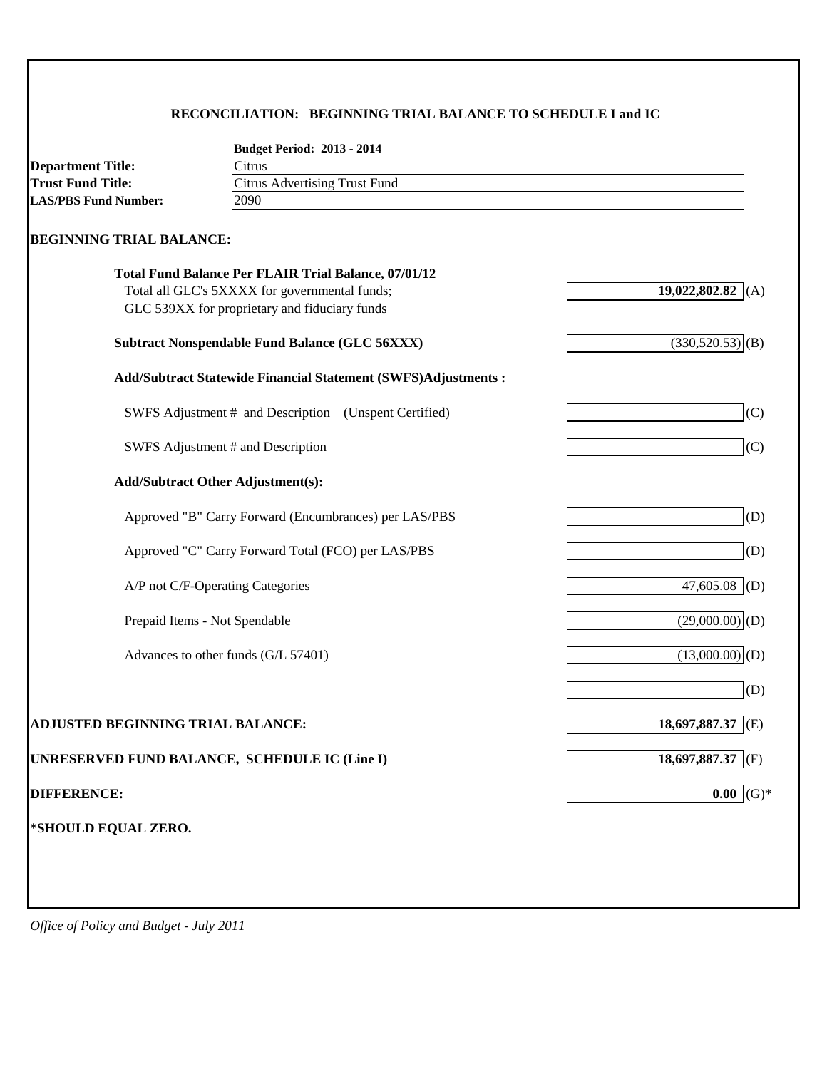## RECONCILIATION: BEGINNING TRIAL BALANCE TO SCHEDULE I and IC

**Budget Period: 2013 - 2014**

**Department Title:** Citrus
**Trust Fund Title:** Citrus Advertising Trust Fund
**LAS/PBS Fund Number:** 2090

### BEGINNING TRIAL BALANCE:

| | | |
|---|---|---|
| **Total Fund Balance Per FLAIR Trial Balance, 07/01/12**<br>Total all GLC's 5XXXX for governmental funds;<br>GLC 539XX for proprietary and fiduciary funds | **19,022,802.82** | (A) |
| **Subtract Nonspendable Fund Balance (GLC 56XXX)** | (330,520.53) | (B) |
| **Add/Subtract Statewide Financial Statement (SWFS)Adjustments :** | | |
| SWFS Adjustment # and Description (Unspent Certified) | | (C) |
| SWFS Adjustment # and Description | | (C) |
| **Add/Subtract Other Adjustment(s):** | | |
| Approved "B" Carry Forward (Encumbrances) per LAS/PBS | | (D) |
| Approved "C" Carry Forward Total (FCO) per LAS/PBS | | (D) |
| A/P not C/F-Operating Categories | 47,605.08 | (D) |
| Prepaid Items - Not Spendable | (29,000.00) | (D) |
| Advances to other funds (G/L 57401) | (13,000.00) | (D) |
| | | (D) |
| **ADJUSTED BEGINNING TRIAL BALANCE:** | **18,697,887.37** | (E) |
| **UNRESERVED FUND BALANCE, SCHEDULE IC (Line I)** | **18,697,887.37** | (F) |
| **DIFFERENCE:** | **0.00** | (G)* |

**\*SHOULD EQUAL ZERO.**

*Office of Policy and Budget - July 2011*